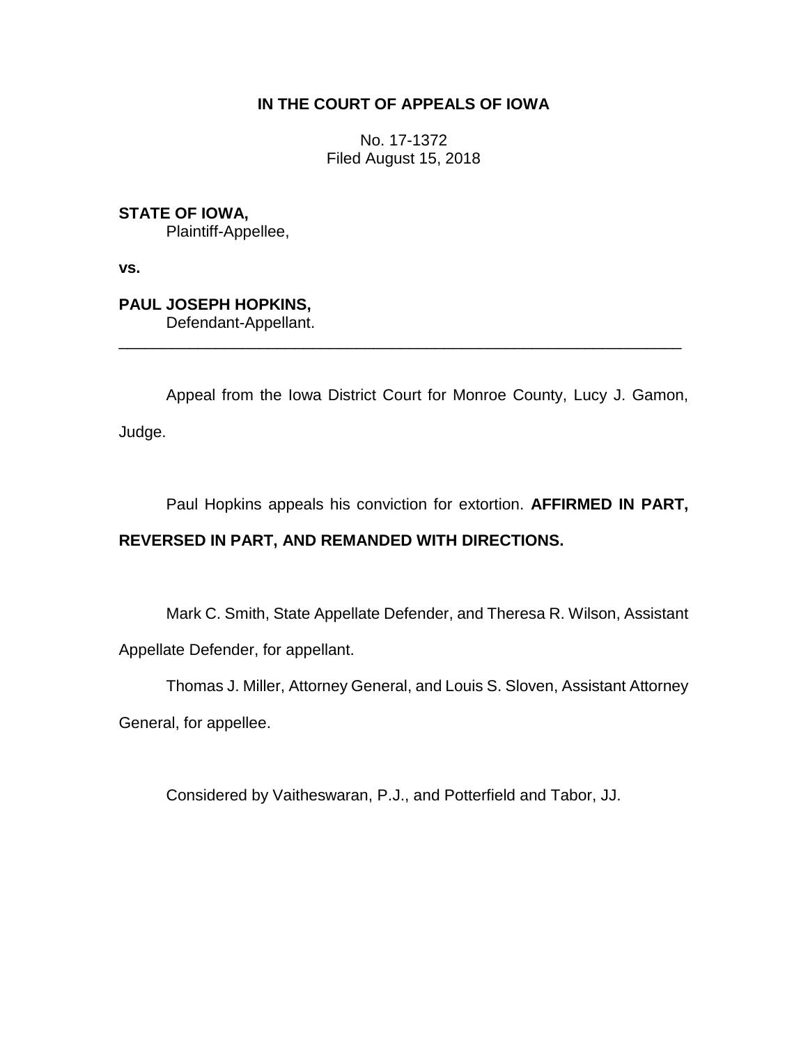**IN THE COURT OF APPEALS OF IOWA**

No. 17-1372
Filed August 15, 2018

**STATE OF IOWA,**
Plaintiff-Appellee,

**vs.**

**PAUL JOSEPH HOPKINS,**
Defendant-Appellant.

---

Appeal from the Iowa District Court for Monroe County, Lucy J. Gamon, Judge.

Paul Hopkins appeals his conviction for extortion. **AFFIRMED IN PART, REVERSED IN PART, AND REMANDED WITH DIRECTIONS.**

Mark C. Smith, State Appellate Defender, and Theresa R. Wilson, Assistant Appellate Defender, for appellant.

Thomas J. Miller, Attorney General, and Louis S. Sloven, Assistant Attorney General, for appellee.

Considered by Vaitheswaran, P.J., and Potterfield and Tabor, JJ.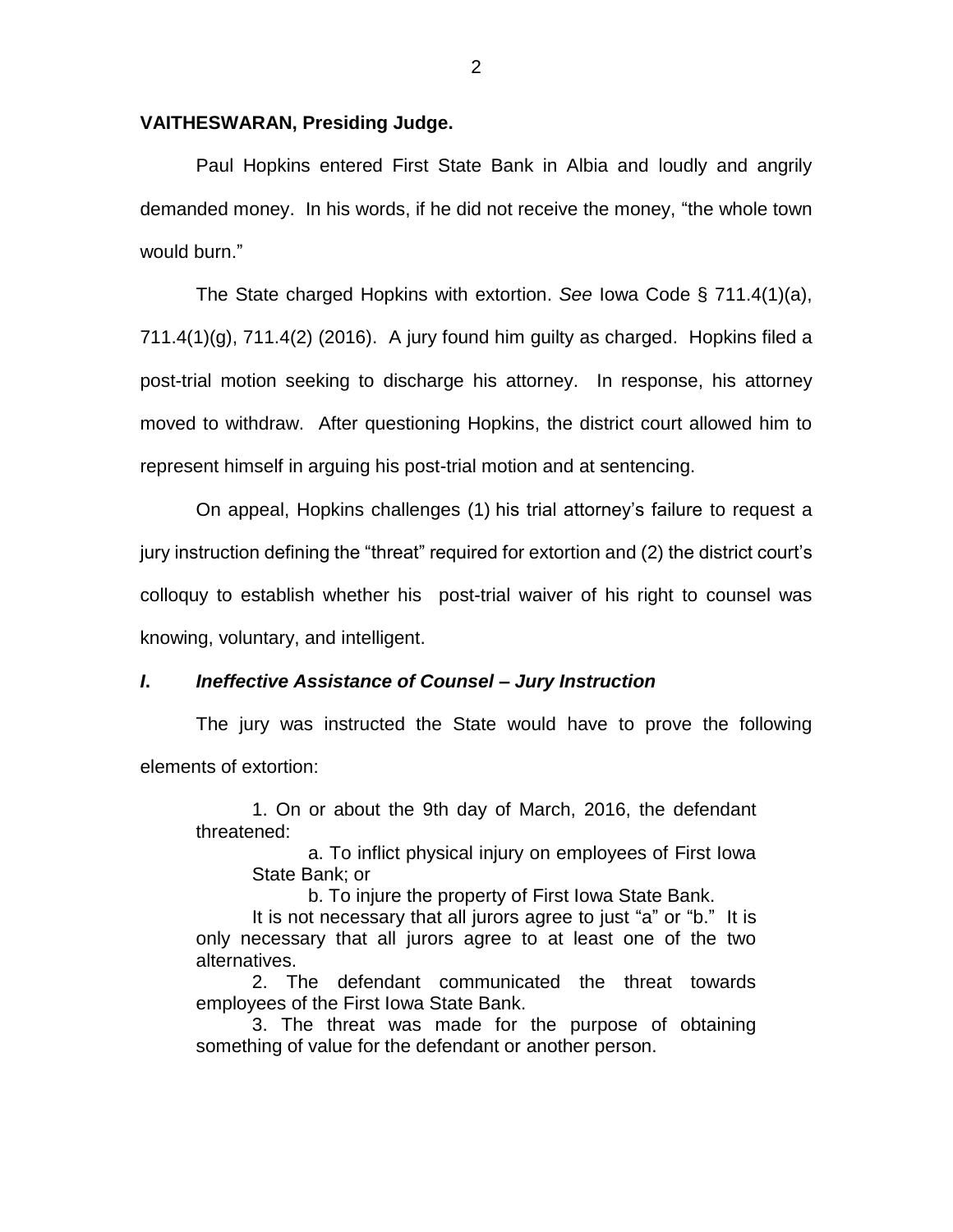**VAITHESWARAN, Presiding Judge.**

Paul Hopkins entered First State Bank in Albia and loudly and angrily demanded money. In his words, if he did not receive the money, "the whole town would burn."

The State charged Hopkins with extortion. *See* Iowa Code § 711.4(1)(a), 711.4(1)(g), 711.4(2) (2016). A jury found him guilty as charged. Hopkins filed a post-trial motion seeking to discharge his attorney. In response, his attorney moved to withdraw. After questioning Hopkins, the district court allowed him to represent himself in arguing his post-trial motion and at sentencing.

On appeal, Hopkins challenges (1) his trial attorney's failure to request a jury instruction defining the "threat" required for extortion and (2) the district court's colloquy to establish whether his post-trial waiver of his right to counsel was knowing, voluntary, and intelligent.

## *I. Ineffective Assistance of Counsel – Jury Instruction*

The jury was instructed the State would have to prove the following elements of extortion:

> 1. On or about the 9th day of March, 2016, the defendant threatened:
>
> a. To inflict physical injury on employees of First Iowa State Bank; or
>
> b. To injure the property of First Iowa State Bank.
>
> It is not necessary that all jurors agree to just "a" or "b." It is only necessary that all jurors agree to at least one of the two alternatives.
>
> 2. The defendant communicated the threat towards employees of the First Iowa State Bank.
>
> 3. The threat was made for the purpose of obtaining something of value for the defendant or another person.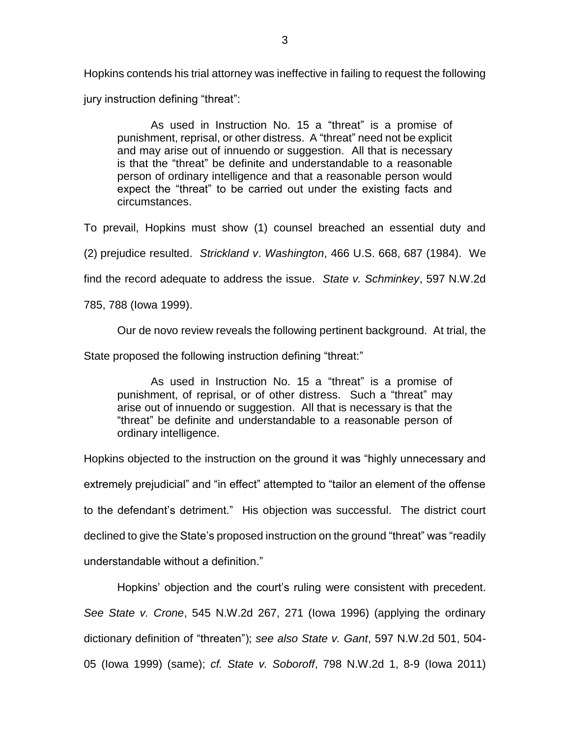Hopkins contends his trial attorney was ineffective in failing to request the following jury instruction defining "threat":

> As used in Instruction No. 15 a "threat" is a promise of punishment, reprisal, or other distress. A "threat" need not be explicit and may arise out of innuendo or suggestion. All that is necessary is that the "threat" be definite and understandable to a reasonable person of ordinary intelligence and that a reasonable person would expect the "threat" to be carried out under the existing facts and circumstances.

To prevail, Hopkins must show (1) counsel breached an essential duty and (2) prejudice resulted. *Strickland v. Washington*, 466 U.S. 668, 687 (1984). We find the record adequate to address the issue. *State v. Schminkey*, 597 N.W.2d 785, 788 (Iowa 1999).

Our de novo review reveals the following pertinent background. At trial, the State proposed the following instruction defining "threat:"

> As used in Instruction No. 15 a "threat" is a promise of punishment, of reprisal, or of other distress. Such a "threat" may arise out of innuendo or suggestion. All that is necessary is that the "threat" be definite and understandable to a reasonable person of ordinary intelligence.

Hopkins objected to the instruction on the ground it was "highly unnecessary and extremely prejudicial" and "in effect" attempted to "tailor an element of the offense to the defendant's detriment." His objection was successful. The district court declined to give the State's proposed instruction on the ground "threat" was "readily understandable without a definition."

Hopkins' objection and the court's ruling were consistent with precedent. *See State v. Crone*, 545 N.W.2d 267, 271 (Iowa 1996) (applying the ordinary dictionary definition of "threaten"); *see also State v. Gant*, 597 N.W.2d 501, 504-05 (Iowa 1999) (same); *cf. State v. Soboroff*, 798 N.W.2d 1, 8-9 (Iowa 2011)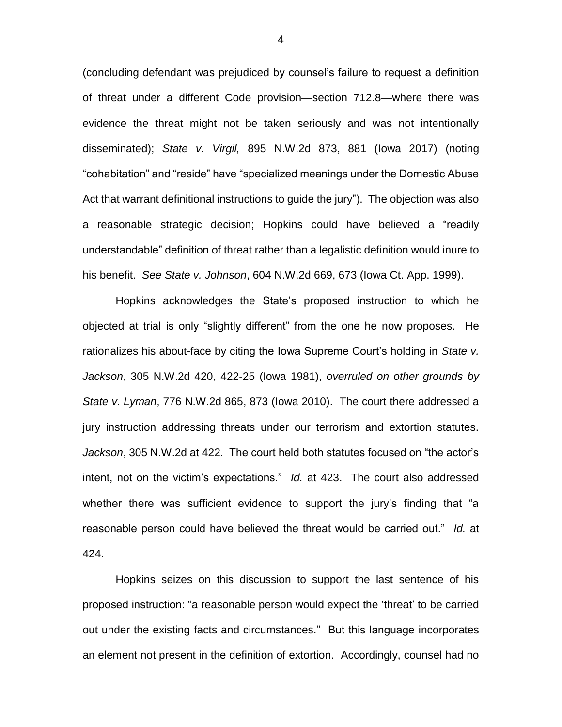(concluding defendant was prejudiced by counsel's failure to request a definition of threat under a different Code provision—section 712.8—where there was evidence the threat might not be taken seriously and was not intentionally disseminated); *State v. Virgil,* 895 N.W.2d 873, 881 (Iowa 2017) (noting "cohabitation" and "reside" have "specialized meanings under the Domestic Abuse Act that warrant definitional instructions to guide the jury"). The objection was also a reasonable strategic decision; Hopkins could have believed a "readily understandable" definition of threat rather than a legalistic definition would inure to his benefit. *See State v. Johnson*, 604 N.W.2d 669, 673 (Iowa Ct. App. 1999).

Hopkins acknowledges the State's proposed instruction to which he objected at trial is only "slightly different" from the one he now proposes. He rationalizes his about-face by citing the Iowa Supreme Court's holding in *State v. Jackson*, 305 N.W.2d 420, 422-25 (Iowa 1981), *overruled on other grounds by State v. Lyman*, 776 N.W.2d 865, 873 (Iowa 2010). The court there addressed a jury instruction addressing threats under our terrorism and extortion statutes. *Jackson*, 305 N.W.2d at 422. The court held both statutes focused on "the actor's intent, not on the victim's expectations." *Id.* at 423. The court also addressed whether there was sufficient evidence to support the jury's finding that "a reasonable person could have believed the threat would be carried out." *Id.* at 424.

Hopkins seizes on this discussion to support the last sentence of his proposed instruction: "a reasonable person would expect the 'threat' to be carried out under the existing facts and circumstances." But this language incorporates an element not present in the definition of extortion. Accordingly, counsel had no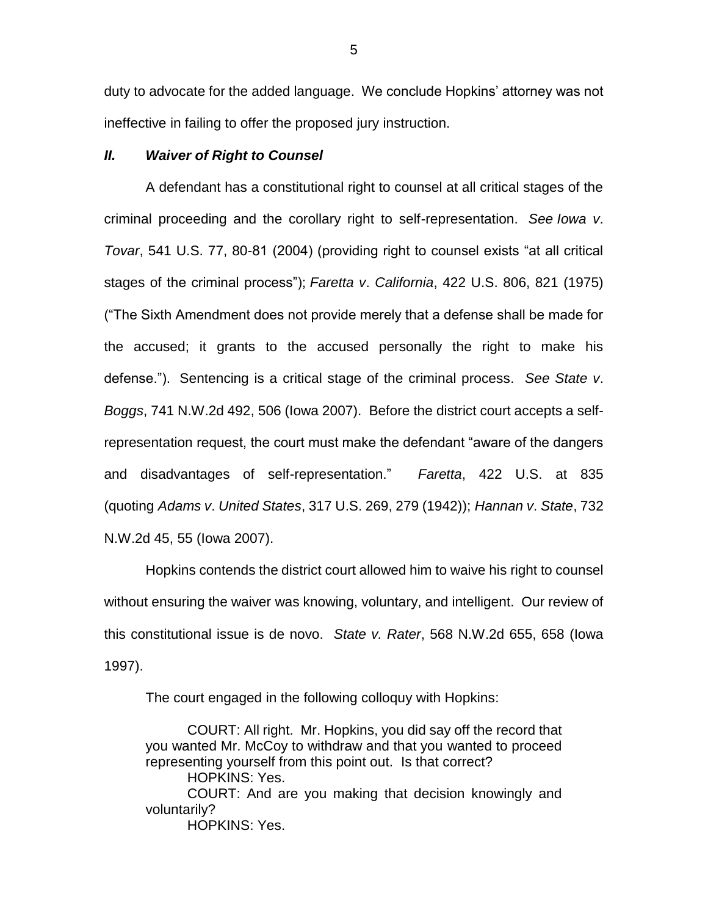duty to advocate for the added language. We conclude Hopkins' attorney was not ineffective in failing to offer the proposed jury instruction.

## *II. Waiver of Right to Counsel*

A defendant has a constitutional right to counsel at all critical stages of the criminal proceeding and the corollary right to self-representation. *See Iowa v. Tovar*, 541 U.S. 77, 80-81 (2004) (providing right to counsel exists "at all critical stages of the criminal process"); *Faretta v. California*, 422 U.S. 806, 821 (1975) ("The Sixth Amendment does not provide merely that a defense shall be made for the accused; it grants to the accused personally the right to make his defense."). Sentencing is a critical stage of the criminal process. *See State v. Boggs*, 741 N.W.2d 492, 506 (Iowa 2007). Before the district court accepts a self-representation request, the court must make the defendant "aware of the dangers and disadvantages of self-representation." *Faretta*, 422 U.S. at 835 (quoting *Adams v. United States*, 317 U.S. 269, 279 (1942)); *Hannan v. State*, 732 N.W.2d 45, 55 (Iowa 2007).

Hopkins contends the district court allowed him to waive his right to counsel without ensuring the waiver was knowing, voluntary, and intelligent. Our review of this constitutional issue is de novo. *State v. Rater*, 568 N.W.2d 655, 658 (Iowa 1997).

The court engaged in the following colloquy with Hopkins:

> COURT: All right. Mr. Hopkins, you did say off the record that you wanted Mr. McCoy to withdraw and that you wanted to proceed representing yourself from this point out. Is that correct?
> HOPKINS: Yes.
> COURT: And are you making that decision knowingly and voluntarily?
> HOPKINS: Yes.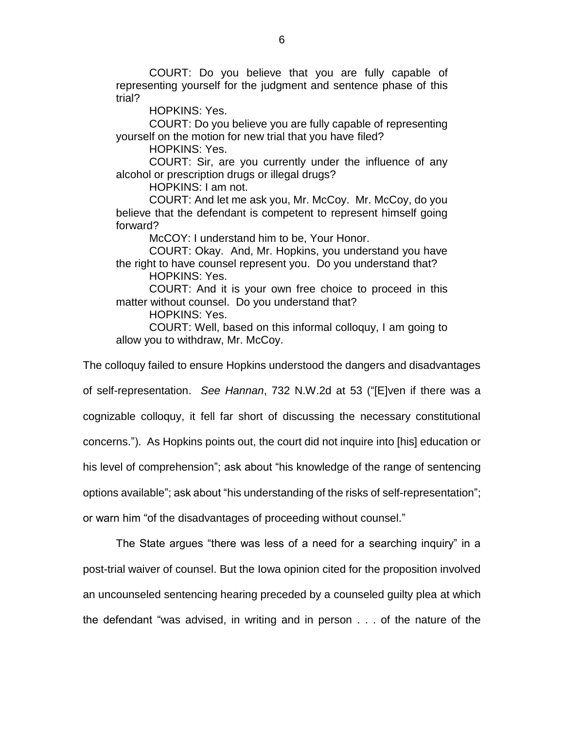> COURT: Do you believe that you are fully capable of representing yourself for the judgment and sentence phase of this trial?
>
> HOPKINS: Yes.
>
> COURT: Do you believe you are fully capable of representing yourself on the motion for new trial that you have filed?
>
> HOPKINS: Yes.
>
> COURT: Sir, are you currently under the influence of any alcohol or prescription drugs or illegal drugs?
>
> HOPKINS: I am not.
>
> COURT: And let me ask you, Mr. McCoy. Mr. McCoy, do you believe that the defendant is competent to represent himself going forward?
>
> McCOY: I understand him to be, Your Honor.
>
> COURT: Okay. And, Mr. Hopkins, you understand you have the right to have counsel represent you. Do you understand that?
>
> HOPKINS: Yes.
>
> COURT: And it is your own free choice to proceed in this matter without counsel. Do you understand that?
>
> HOPKINS: Yes.
>
> COURT: Well, based on this informal colloquy, I am going to allow you to withdraw, Mr. McCoy.

The colloquy failed to ensure Hopkins understood the dangers and disadvantages of self-representation. *See Hannan*, 732 N.W.2d at 53 ("[E]ven if there was a cognizable colloquy, it fell far short of discussing the necessary constitutional concerns."). As Hopkins points out, the court did not inquire into [his] education or his level of comprehension"; ask about "his knowledge of the range of sentencing options available"; ask about "his understanding of the risks of self-representation"; or warn him "of the disadvantages of proceeding without counsel."

The State argues "there was less of a need for a searching inquiry" in a post-trial waiver of counsel. But the Iowa opinion cited for the proposition involved an uncounseled sentencing hearing preceded by a counseled guilty plea at which the defendant "was advised, in writing and in person . . . of the nature of the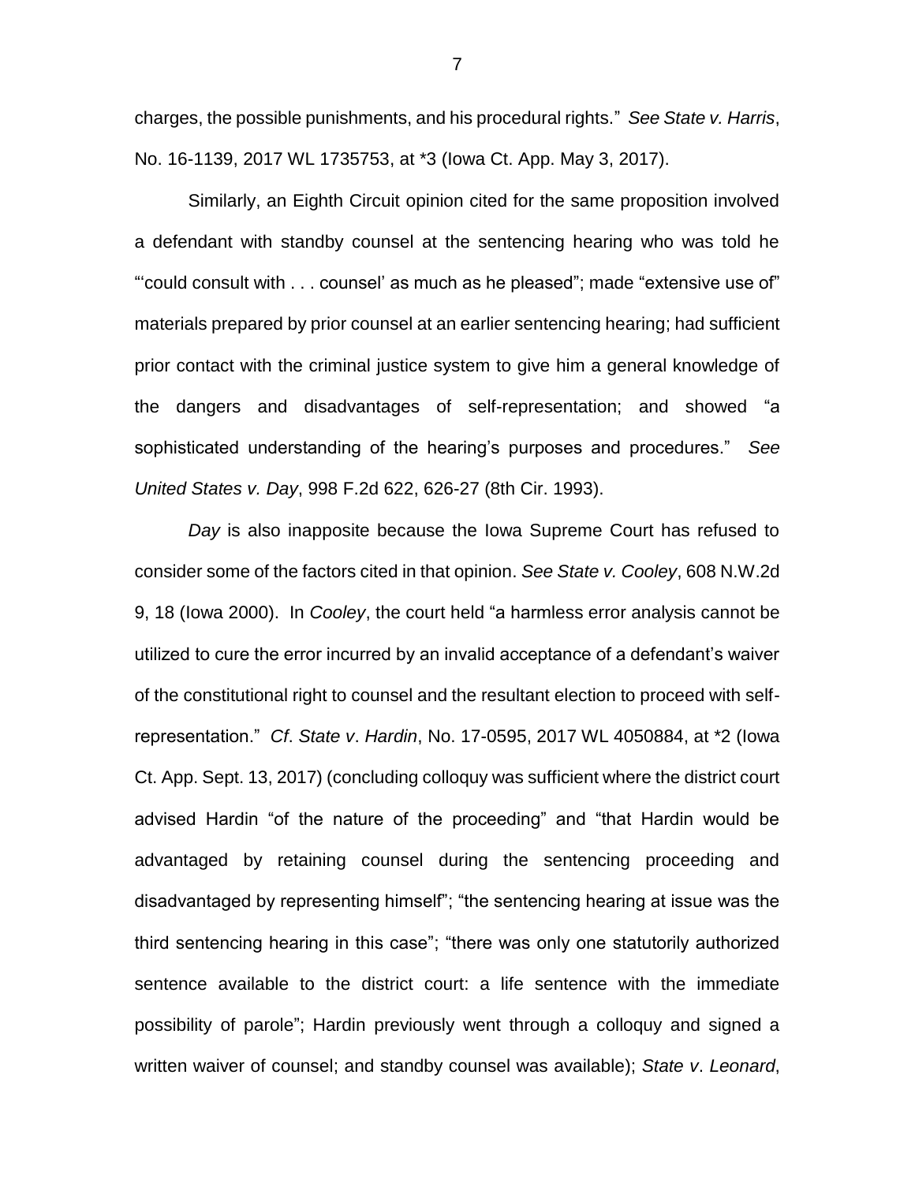charges, the possible punishments, and his procedural rights." *See State v. Harris*, No. 16-1139, 2017 WL 1735753, at *3 (Iowa Ct. App. May 3, 2017).

Similarly, an Eighth Circuit opinion cited for the same proposition involved a defendant with standby counsel at the sentencing hearing who was told he "'could consult with . . . counsel' as much as he pleased"; made "extensive use of" materials prepared by prior counsel at an earlier sentencing hearing; had sufficient prior contact with the criminal justice system to give him a general knowledge of the dangers and disadvantages of self-representation; and showed "a sophisticated understanding of the hearing's purposes and procedures." *See United States v. Day*, 998 F.2d 622, 626-27 (8th Cir. 1993).

*Day* is also inapposite because the Iowa Supreme Court has refused to consider some of the factors cited in that opinion. *See State v. Cooley*, 608 N.W.2d 9, 18 (Iowa 2000). In *Cooley*, the court held "a harmless error analysis cannot be utilized to cure the error incurred by an invalid acceptance of a defendant's waiver of the constitutional right to counsel and the resultant election to proceed with self-representation." *Cf*. *State v*. *Hardin*, No. 17-0595, 2017 WL 4050884, at *2 (Iowa Ct. App. Sept. 13, 2017) (concluding colloquy was sufficient where the district court advised Hardin "of the nature of the proceeding" and "that Hardin would be advantaged by retaining counsel during the sentencing proceeding and disadvantaged by representing himself"; "the sentencing hearing at issue was the third sentencing hearing in this case"; "there was only one statutorily authorized sentence available to the district court: a life sentence with the immediate possibility of parole"; Hardin previously went through a colloquy and signed a written waiver of counsel; and standby counsel was available); *State v*. *Leonard*,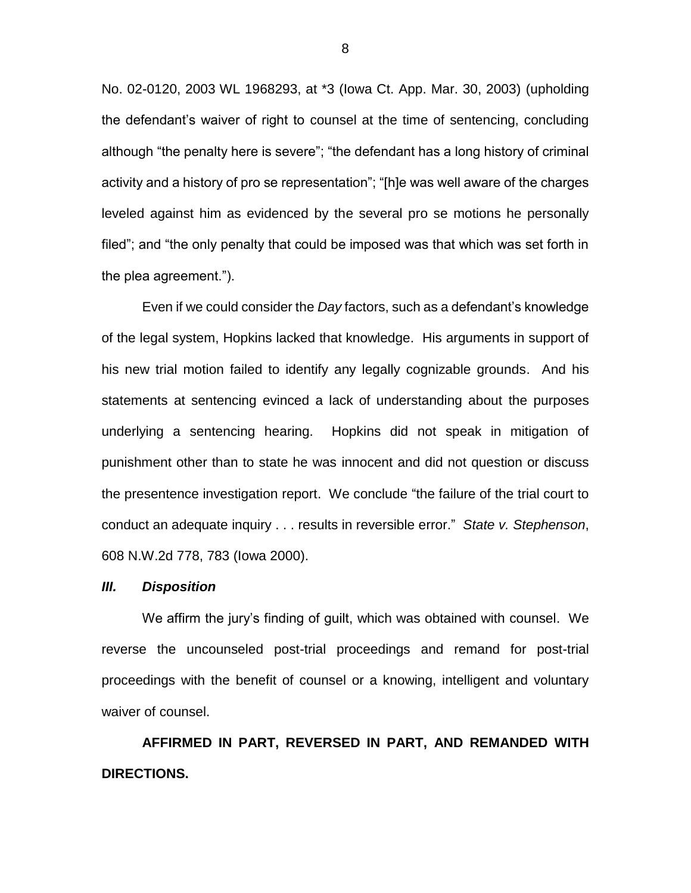No. 02-0120, 2003 WL 1968293, at *3 (Iowa Ct. App. Mar. 30, 2003) (upholding the defendant's waiver of right to counsel at the time of sentencing, concluding although "the penalty here is severe"; "the defendant has a long history of criminal activity and a history of pro se representation"; "[h]e was well aware of the charges leveled against him as evidenced by the several pro se motions he personally filed"; and "the only penalty that could be imposed was that which was set forth in the plea agreement.").

Even if we could consider the *Day* factors, such as a defendant's knowledge of the legal system, Hopkins lacked that knowledge. His arguments in support of his new trial motion failed to identify any legally cognizable grounds. And his statements at sentencing evinced a lack of understanding about the purposes underlying a sentencing hearing. Hopkins did not speak in mitigation of punishment other than to state he was innocent and did not question or discuss the presentence investigation report. We conclude "the failure of the trial court to conduct an adequate inquiry . . . results in reversible error." *State v. Stephenson*, 608 N.W.2d 778, 783 (Iowa 2000).

### *III. Disposition*

We affirm the jury's finding of guilt, which was obtained with counsel. We reverse the uncounseled post-trial proceedings and remand for post-trial proceedings with the benefit of counsel or a knowing, intelligent and voluntary waiver of counsel.

**AFFIRMED IN PART, REVERSED IN PART, AND REMANDED WITH DIRECTIONS.**